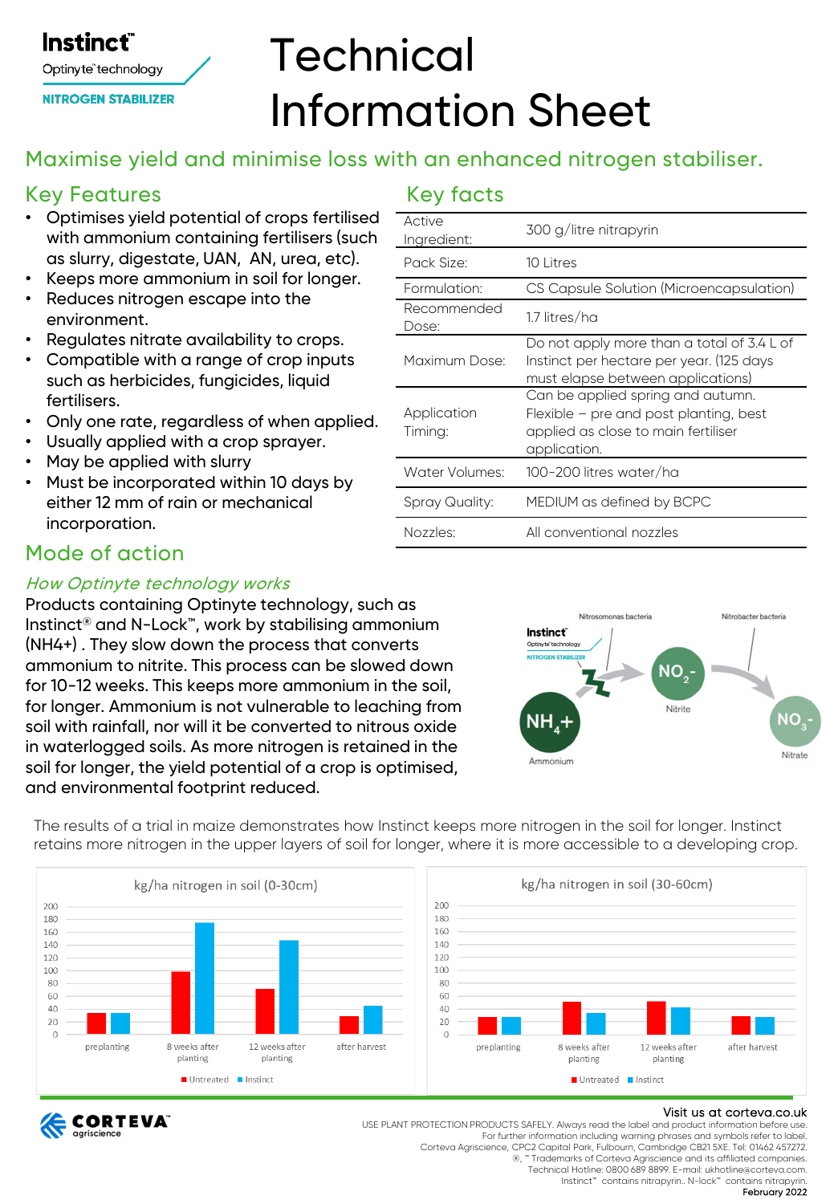Instinct™
Optinyte™ technology
NITROGEN STABILIZER

# Technical Information Sheet

## Maximise yield and minimise loss with an enhanced nitrogen stabiliser.

## Key Features

- Optimises yield potential of crops fertilised with ammonium containing fertilisers (such as slurry, digestate, UAN, AN, urea, etc).
- Keeps more ammonium in soil for longer.
- Reduces nitrogen escape into the environment.
- Regulates nitrate availability to crops.
- Compatible with a range of crop inputs such as herbicides, fungicides, liquid fertilisers.
- Only one rate, regardless of when applied.
- Usually applied with a crop sprayer.
- May be applied with slurry
- Must be incorporated within 10 days by either 12 mm of rain or mechanical incorporation.

## Key facts

| | |
|---|---|
| Active Ingredient: | 300 g/litre nitrapyrin |
| Pack Size: | 10 Litres |
| Formulation: | CS Capsule Solution (Microencapsulation) |
| Recommended Dose: | 1.7 litres/ha |
| Maximum Dose: | Do not apply more than a total of 3.4 L of Instinct per hectare per year. (125 days must elapse between applications) |
| Application Timing: | Can be applied spring and autumn. Flexible – pre and post planting, best applied as close to main fertiliser application. |
| Water Volumes: | 100-200 litres water/ha |
| Spray Quality: | MEDIUM as defined by BCPC |
| Nozzles: | All conventional nozzles |

## Mode of action

### *How Optinyte technology works*

Products containing Optinyte technology, such as Instinct® and N-Lock™, work by stabilising ammonium (NH4+) . They slow down the process that converts ammonium to nitrite. This process can be slowed down for 10-12 weeks. This keeps more ammonium in the soil, for longer. Ammonium is not vulnerable to leaching from soil with rainfall, nor will it be converted to nitrous oxide in waterlogged soils. As more nitrogen is retained in the soil for longer, the yield potential of a crop is optimised, and environmental footprint reduced.

Nitrosomonas bacteria — Nitrobacter bacteria

$NH_4^+$ Ammonium → $NO_2^-$ Nitrite → $NO_3^-$ Nitrate

The results of a trial in maize demonstrates how Instinct keeps more nitrogen in the soil for longer. Instinct retains more nitrogen in the upper layers of soil for longer, where it is more accessible to a developing crop.

**kg/ha nitrogen in soil (0-30cm)**

| | Untreated | Instinct |
|---|---|---|
| preplanting | ~35 | ~35 |
| 8 weeks after planting | ~98 | ~175 |
| 12 weeks after planting | ~72 | ~148 |
| after harvest | ~28 | ~45 |

**kg/ha nitrogen in soil (30-60cm)**

| | Untreated | Instinct |
|---|---|---|
| preplanting | ~28 | ~28 |
| 8 weeks after planting | ~52 | ~35 |
| 12 weeks after planting | ~52 | ~44 |
| after harvest | ~28 | ~28 |

CORTEVA agriscience

Visit us at corteva.co.uk

USE PLANT PROTECTION PRODUCTS SAFELY. Always read the label and product information before use.
For further information including warning phrases and symbols refer to label.
Corteva Agriscience, CPC2 Capital Park, Fulbourn, Cambridge CB21 5XE. Tel: 01462 457272.
®, ™ Trademarks of Corteva Agriscience and its affiliated companies.
Technical Hotline: 0800 689 8899. E-mail: ukhotline@corteva.com.
Instinct™ contains nitrapyrin.. N-lock™ contains nitrapyrin.
**February 2022**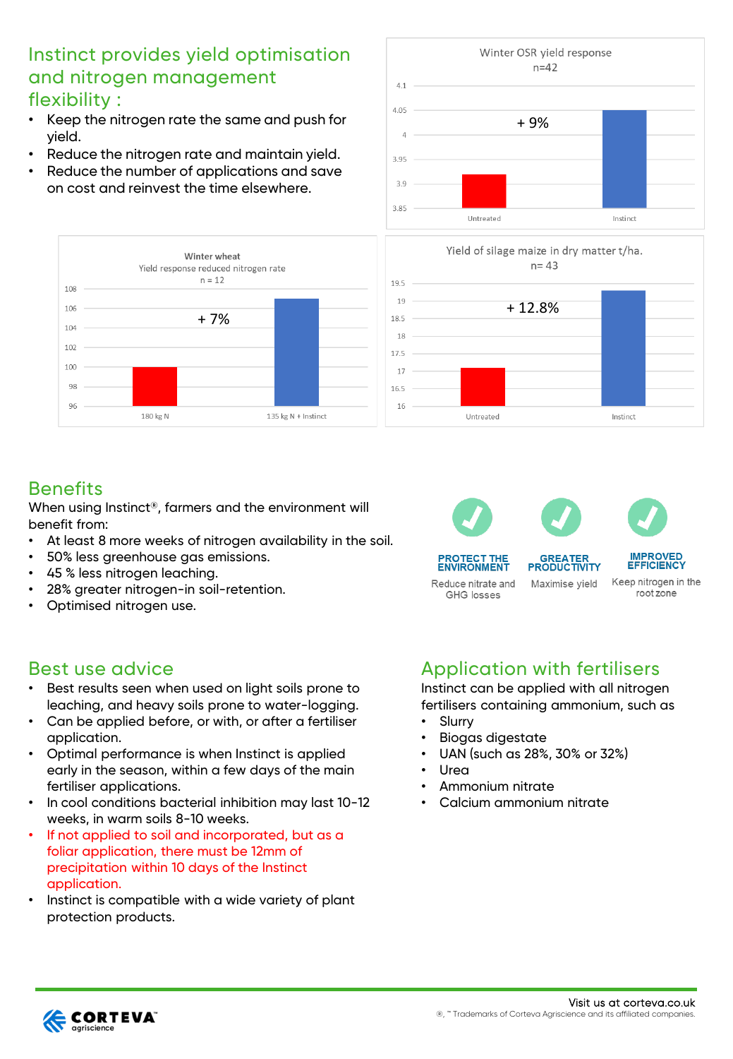## Instinct provides yield optimisation and nitrogen management flexibility :

- Keep the nitrogen rate the same and push for yield.
- Reduce the nitrogen rate and maintain yield.
- Reduce the number of applications and save on cost and reinvest the time elsewhere.

Winter OSR yield response
n=42

4.1
4.05
4
3.95
3.9
3.85

+ 9%

Untreated
Instinct

Winter wheat
Yield response reduced nitrogen rate
n = 12

108
106
104
102
100
98
96

+ 7%

180 kg N
135 kg N + Instinct

Yield of silage maize in dry matter t/ha.
n= 43

19.5
19
18.5
18
17.5
17
16.5
16

+ 12.8%

Untreated
Instinct

## Benefits

When using Instinct®, farmers and the environment will benefit from:

- At least 8 more weeks of nitrogen availability in the soil.
- 50% less greenhouse gas emissions.
- 45 % less nitrogen leaching.
- 28% greater nitrogen-in soil-retention.
- Optimised nitrogen use.

**PROTECT THE ENVIRONMENT**
Reduce nitrate and GHG losses

**GREATER PRODUCTIVITY**
Maximise yield

**IMPROVED EFFICIENCY**
Keep nitrogen in the root zone

## Best use advice

- Best results seen when used on light soils prone to leaching, and heavy soils prone to water-logging.
- Can be applied before, or with, or after a fertiliser application.
- Optimal performance is when Instinct is applied early in the season, within a few days of the main fertiliser applications.
- In cool conditions bacterial inhibition may last 10-12 weeks, in warm soils 8-10 weeks.
- If not applied to soil and incorporated, but as a foliar application, there must be 12mm of precipitation within 10 days of the Instinct application.
- Instinct is compatible with a wide variety of plant protection products.

## Application with fertilisers

Instinct can be applied with all nitrogen fertilisers containing ammonium, such as

- Slurry
- Biogas digestate
- UAN (such as 28%, 30% or 32%)
- Urea
- Ammonium nitrate
- Calcium ammonium nitrate

Visit us at corteva.co.uk
®, ™ Trademarks of Corteva Agriscience and its affiliated companies.

CORTEVA agriscience